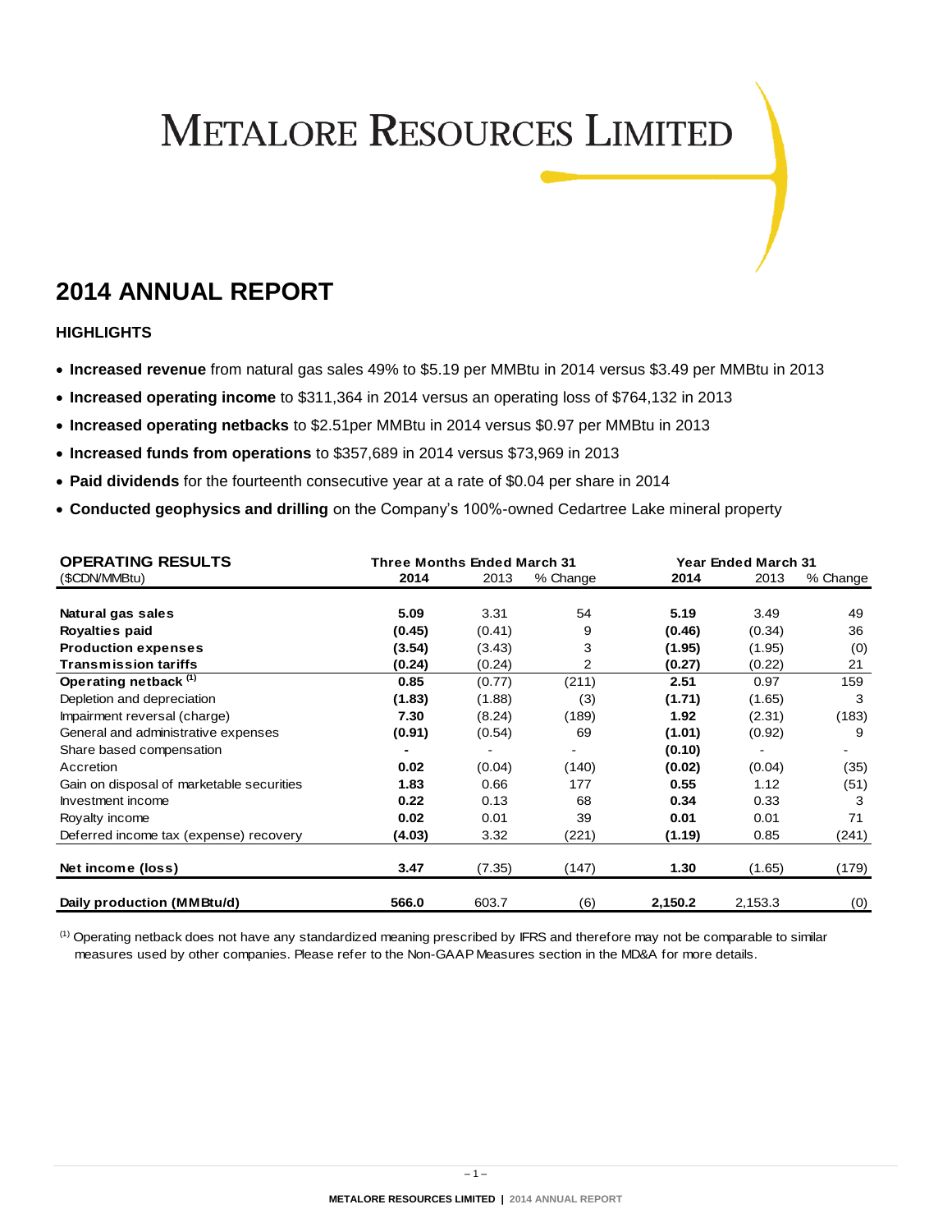# METALORE RESOURCES LIMITED

## 2014 ANNUAL REPORT

### HIGHLIGHTS

- **Increased revenue** from natural gas sales 49% to $5.19 per MMBtu in 2014 versus $3.49 per MMBtu in 2013
- **Increased operating income** to $311,364 in 2014 versus an operating loss of $764,132 in 2013
- **Increased operating netbacks** to $2.51per MMBtu in 2014 versus $0.97 per MMBtu in 2013
- **Increased funds from operations** to $357,689 in 2014 versus $73,969 in 2013
- **Paid dividends** for the fourteenth consecutive year at a rate of $0.04 per share in 2014
- **Conducted geophysics and drilling** on the Company's 100%-owned Cedartree Lake mineral property

| **OPERATING RESULTS** | **Three Months Ended March 31** | | | **Year Ended March 31** | | |
|---|---|---|---|---|---|---|
| ($CDN/MMBtu) | **2014** | 2013 | % Change | **2014** | 2013 | % Change |
| **Natural gas sales** | **5.09** | 3.31 | 54 | **5.19** | 3.49 | 49 |
| **Royalties paid** | **(0.45)** | (0.41) | 9 | **(0.46)** | (0.34) | 36 |
| **Production expenses** | **(3.54)** | (3.43) | 3 | **(1.95)** | (1.95) | (0) |
| **Transmission tariffs** | **(0.24)** | (0.24) | 2 | **(0.27)** | (0.22) | 21 |
| **Operating netback [(1)]** | **0.85** | (0.77) | (211) | **2.51** | 0.97 | 159 |
| Depletion and depreciation | **(1.83)** | (1.88) | (3) | **(1.71)** | (1.65) | 3 |
| Impairment reversal (charge) | **7.30** | (8.24) | (189) | **1.92** | (2.31) | (183) |
| General and administrative expenses | **(0.91)** | (0.54) | 69 | **(1.01)** | (0.92) | 9 |
| Share based compensation | **-** | - | - | **(0.10)** | - | - |
| Accretion | **0.02** | (0.04) | (140) | **(0.02)** | (0.04) | (35) |
| Gain on disposal of marketable securities | **1.83** | 0.66 | 177 | **0.55** | 1.12 | (51) |
| Investment income | **0.22** | 0.13 | 68 | **0.34** | 0.33 | 3 |
| Royalty income | **0.02** | 0.01 | 39 | **0.01** | 0.01 | 71 |
| Deferred income tax (expense) recovery | **(4.03)** | 3.32 | (221) | **(1.19)** | 0.85 | (241) |
| **Net income (loss)** | **3.47** | (7.35) | (147) | **1.30** | (1.65) | (179) |
| **Daily production (MMBtu/d)** | **566.0** | 603.7 | (6) | **2,150.2** | 2,153.3 | (0) |

(1) Operating netback does not have any standardized meaning prescribed by IFRS and therefore may not be comparable to similar measures used by other companies. Please refer to the Non-GAAP Measures section in the MD&A for more details.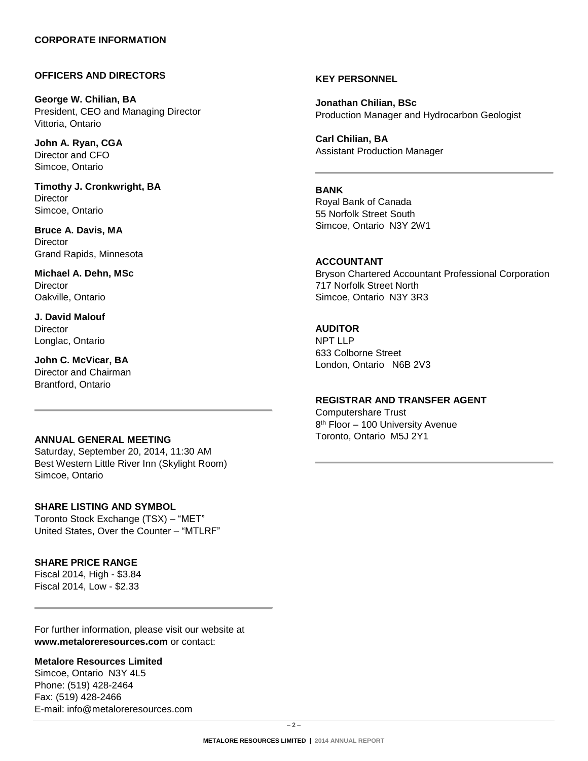# CORPORATE INFORMATION

## OFFICERS AND DIRECTORS

**George W. Chilian, BA**
President, CEO and Managing Director
Vittoria, Ontario

**John A. Ryan, CGA**
Director and CFO
Simcoe, Ontario

**Timothy J. Cronkwright, BA**
Director
Simcoe, Ontario

**Bruce A. Davis, MA**
Director
Grand Rapids, Minnesota

**Michael A. Dehn, MSc**
Director
Oakville, Ontario

**J. David Malouf**
Director
Longlac, Ontario

**John C. McVicar, BA**
Director and Chairman
Brantford, Ontario

## ANNUAL GENERAL MEETING

Saturday, September 20, 2014, 11:30 AM
Best Western Little River Inn (Skylight Room)
Simcoe, Ontario

## SHARE LISTING AND SYMBOL

Toronto Stock Exchange (TSX) – "MET"
United States, Over the Counter – "MTLRF"

## SHARE PRICE RANGE

Fiscal 2014, High - $3.84
Fiscal 2014, Low - $2.33

For further information, please visit our website at **www.metaloreresources.com** or contact:

**Metalore Resources Limited**
Simcoe, Ontario N3Y 4L5
Phone: (519) 428-2464
Fax: (519) 428-2466
E-mail: info@metaloreresources.com

## KEY PERSONNEL

**Jonathan Chilian, BSc**
Production Manager and Hydrocarbon Geologist

**Carl Chilian, BA**
Assistant Production Manager

## BANK

Royal Bank of Canada
55 Norfolk Street South
Simcoe, Ontario N3Y 2W1

## ACCOUNTANT

Bryson Chartered Accountant Professional Corporation
717 Norfolk Street North
Simcoe, Ontario N3Y 3R3

## AUDITOR

NPT LLP
633 Colborne Street
London, Ontario N6B 2V3

## REGISTRAR AND TRANSFER AGENT

Computershare Trust
8th Floor – 100 University Avenue
Toronto, Ontario M5J 2Y1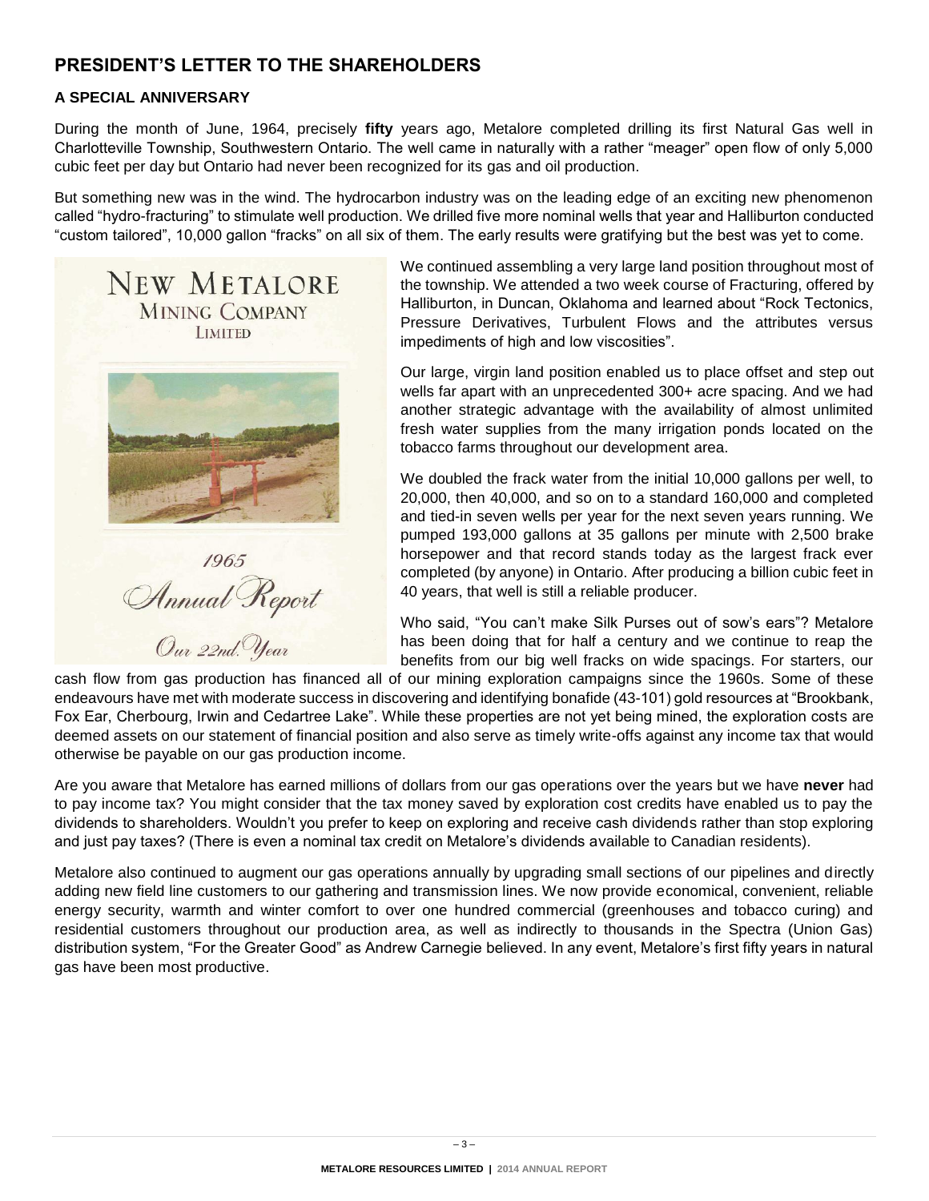## PRESIDENT'S LETTER TO THE SHAREHOLDERS

### A SPECIAL ANNIVERSARY

During the month of June, 1964, precisely **fifty** years ago, Metalore completed drilling its first Natural Gas well in Charlotteville Township, Southwestern Ontario. The well came in naturally with a rather "meager" open flow of only 5,000 cubic feet per day but Ontario had never been recognized for its gas and oil production.

But something new was in the wind. The hydrocarbon industry was on the leading edge of an exciting new phenomenon called "hydro-fracturing" to stimulate well production. We drilled five more nominal wells that year and Halliburton conducted "custom tailored", 10,000 gallon "fracks" on all six of them. The early results were gratifying but the best was yet to come.

NEW METALORE MINING COMPANY LIMITED

1965 Annual Report

Our 22nd. Year

We continued assembling a very large land position throughout most of the township. We attended a two week course of Fracturing, offered by Halliburton, in Duncan, Oklahoma and learned about "Rock Tectonics, Pressure Derivatives, Turbulent Flows and the attributes versus impediments of high and low viscosities".

Our large, virgin land position enabled us to place offset and step out wells far apart with an unprecedented 300+ acre spacing. And we had another strategic advantage with the availability of almost unlimited fresh water supplies from the many irrigation ponds located on the tobacco farms throughout our development area.

We doubled the frack water from the initial 10,000 gallons per well, to 20,000, then 40,000, and so on to a standard 160,000 and completed and tied-in seven wells per year for the next seven years running. We pumped 193,000 gallons at 35 gallons per minute with 2,500 brake horsepower and that record stands today as the largest frack ever completed (by anyone) in Ontario. After producing a billion cubic feet in 40 years, that well is still a reliable producer.

Who said, "You can't make Silk Purses out of sow's ears"? Metalore has been doing that for half a century and we continue to reap the benefits from our big well fracks on wide spacings. For starters, our cash flow from gas production has financed all of our mining exploration campaigns since the 1960s. Some of these endeavours have met with moderate success in discovering and identifying bonafide (43-101) gold resources at "Brookbank, Fox Ear, Cherbourg, Irwin and Cedartree Lake". While these properties are not yet being mined, the exploration costs are deemed assets on our statement of financial position and also serve as timely write-offs against any income tax that would otherwise be payable on our gas production income.

Are you aware that Metalore has earned millions of dollars from our gas operations over the years but we have **never** had to pay income tax? You might consider that the tax money saved by exploration cost credits have enabled us to pay the dividends to shareholders. Wouldn't you prefer to keep on exploring and receive cash dividends rather than stop exploring and just pay taxes? (There is even a nominal tax credit on Metalore's dividends available to Canadian residents).

Metalore also continued to augment our gas operations annually by upgrading small sections of our pipelines and directly adding new field line customers to our gathering and transmission lines. We now provide economical, convenient, reliable energy security, warmth and winter comfort to over one hundred commercial (greenhouses and tobacco curing) and residential customers throughout our production area, as well as indirectly to thousands in the Spectra (Union Gas) distribution system, "For the Greater Good" as Andrew Carnegie believed. In any event, Metalore's first fifty years in natural gas have been most productive.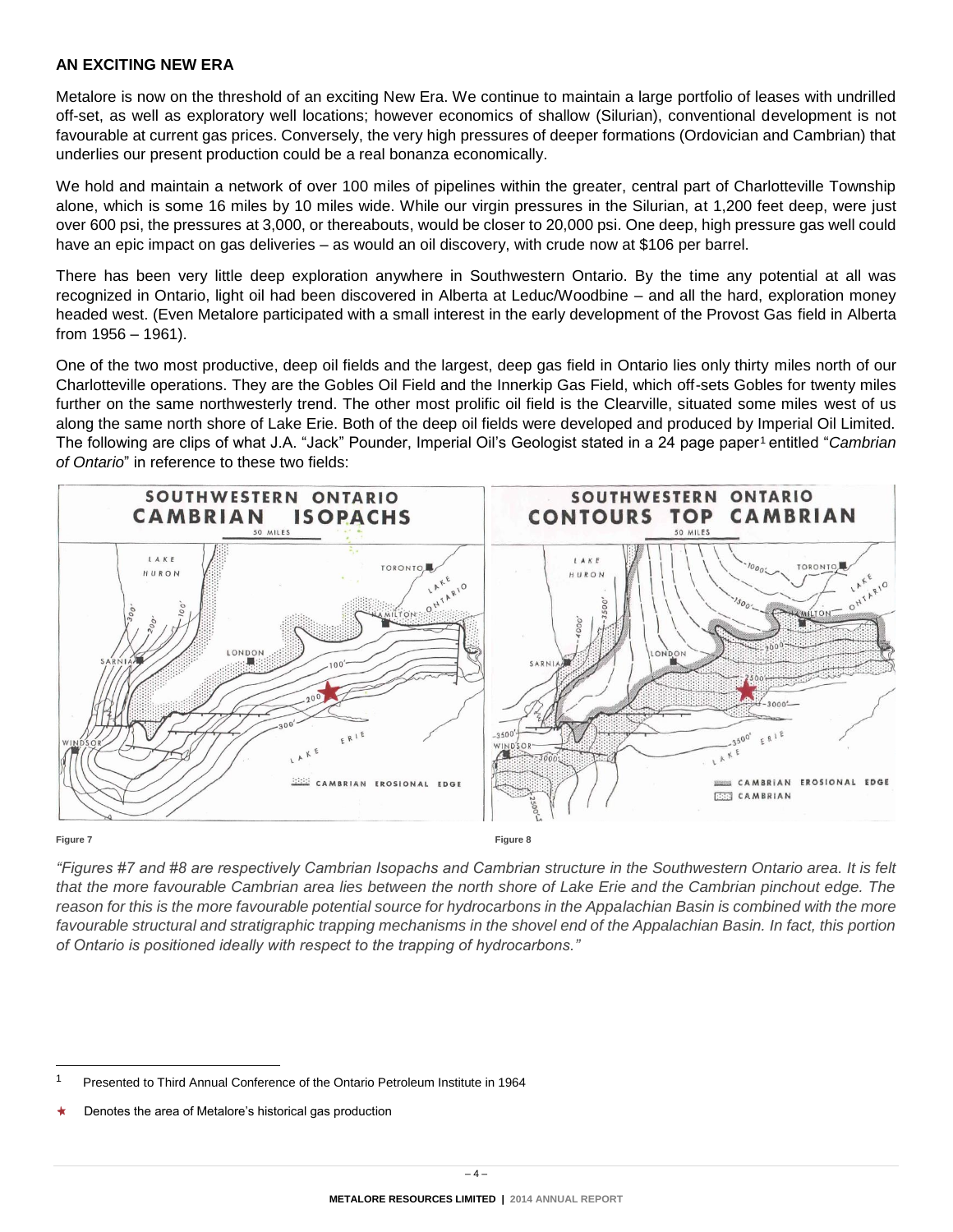## AN EXCITING NEW ERA

Metalore is now on the threshold of an exciting New Era. We continue to maintain a large portfolio of leases with undrilled off-set, as well as exploratory well locations; however economics of shallow (Silurian), conventional development is not favourable at current gas prices. Conversely, the very high pressures of deeper formations (Ordovician and Cambrian) that underlies our present production could be a real bonanza economically.

We hold and maintain a network of over 100 miles of pipelines within the greater, central part of Charlotteville Township alone, which is some 16 miles by 10 miles wide. While our virgin pressures in the Silurian, at 1,200 feet deep, were just over 600 psi, the pressures at 3,000, or thereabouts, would be closer to 20,000 psi. One deep, high pressure gas well could have an epic impact on gas deliveries – as would an oil discovery, with crude now at $106 per barrel.

There has been very little deep exploration anywhere in Southwestern Ontario. By the time any potential at all was recognized in Ontario, light oil had been discovered in Alberta at Leduc/Woodbine – and all the hard, exploration money headed west. (Even Metalore participated with a small interest in the early development of the Provost Gas field in Alberta from 1956 – 1961).

One of the two most productive, deep oil fields and the largest, deep gas field in Ontario lies only thirty miles north of our Charlotteville operations. They are the Gobles Oil Field and the Innerkip Gas Field, which off-sets Gobles for twenty miles further on the same northwesterly trend. The other most prolific oil field is the Clearville, situated some miles west of us along the same north shore of Lake Erie. Both of the deep oil fields were developed and produced by Imperial Oil Limited. The following are clips of what J.A. "Jack" Pounder, Imperial Oil's Geologist stated in a 24 page paper[1] entitled "*Cambrian of Ontario*" in reference to these two fields:

Figure 7

Figure 8

*"Figures #7 and #8 are respectively Cambrian Isopachs and Cambrian structure in the Southwestern Ontario area. It is felt that the more favourable Cambrian area lies between the north shore of Lake Erie and the Cambrian pinchout edge. The reason for this is the more favourable potential source for hydrocarbons in the Appalachian Basin is combined with the more favourable structural and stratigraphic trapping mechanisms in the shovel end of the Appalachian Basin. In fact, this portion of Ontario is positioned ideally with respect to the trapping of hydrocarbons."*

---

[1] Presented to Third Annual Conference of the Ontario Petroleum Institute in 1964

★ Denotes the area of Metalore's historical gas production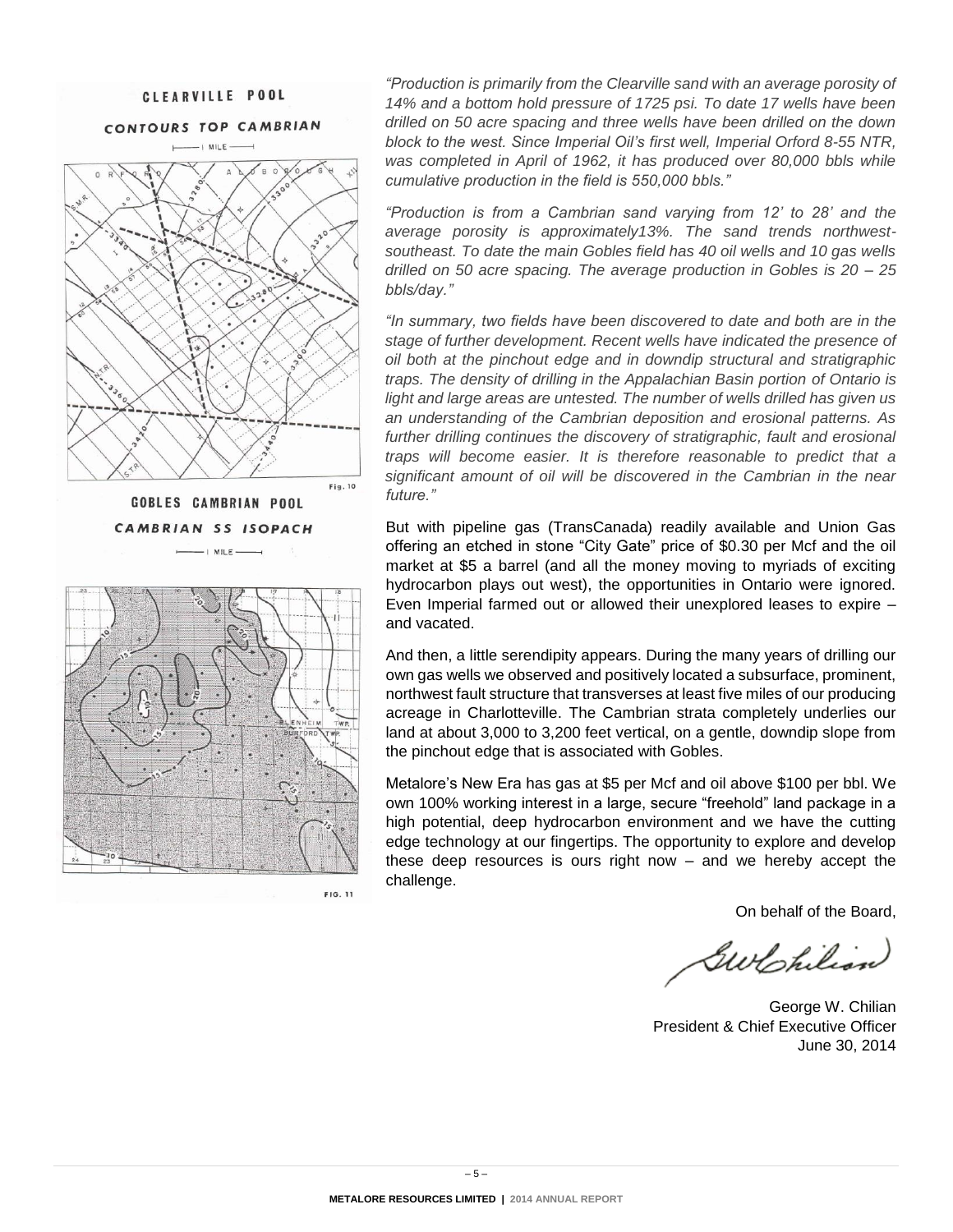*"Production is primarily from the Clearville sand with an average porosity of 14% and a bottom hold pressure of 1725 psi. To date 17 wells have been drilled on 50 acre spacing and three wells have been drilled on the down block to the west. Since Imperial Oil's first well, Imperial Orford 8-55 NTR, was completed in April of 1962, it has produced over 80,000 bbls while cumulative production in the field is 550,000 bbls."*

*"Production is from a Cambrian sand varying from 12' to 28' and the average porosity is approximately13%. The sand trends northwest-southeast. To date the main Gobles field has 40 oil wells and 10 gas wells drilled on 50 acre spacing. The average production in Gobles is 20 – 25 bbls/day."*

*"In summary, two fields have been discovered to date and both are in the stage of further development. Recent wells have indicated the presence of oil both at the pinchout edge and in downdip structural and stratigraphic traps. The density of drilling in the Appalachian Basin portion of Ontario is light and large areas are untested. The number of wells drilled has given us an understanding of the Cambrian deposition and erosional patterns. As further drilling continues the discovery of stratigraphic, fault and erosional traps will become easier. It is therefore reasonable to predict that a significant amount of oil will be discovered in the Cambrian in the near future."*

But with pipeline gas (TransCanada) readily available and Union Gas offering an etched in stone "City Gate" price of $0.30 per Mcf and the oil market at $5 a barrel (and all the money moving to myriads of exciting hydrocarbon plays out west), the opportunities in Ontario were ignored. Even Imperial farmed out or allowed their unexplored leases to expire – and vacated.

And then, a little serendipity appears. During the many years of drilling our own gas wells we observed and positively located a subsurface, prominent, northwest fault structure that transverses at least five miles of our producing acreage in Charlotteville. The Cambrian strata completely underlies our land at about 3,000 to 3,200 feet vertical, on a gentle, downdip slope from the pinchout edge that is associated with Gobles.

Metalore's New Era has gas at $5 per Mcf and oil above $100 per bbl. We own 100% working interest in a large, secure "freehold" land package in a high potential, deep hydrocarbon environment and we have the cutting edge technology at our fingertips. The opportunity to explore and develop these deep resources is ours right now – and we hereby accept the challenge.

On behalf of the Board,

George W. Chilian
President & Chief Executive Officer
June 30, 2014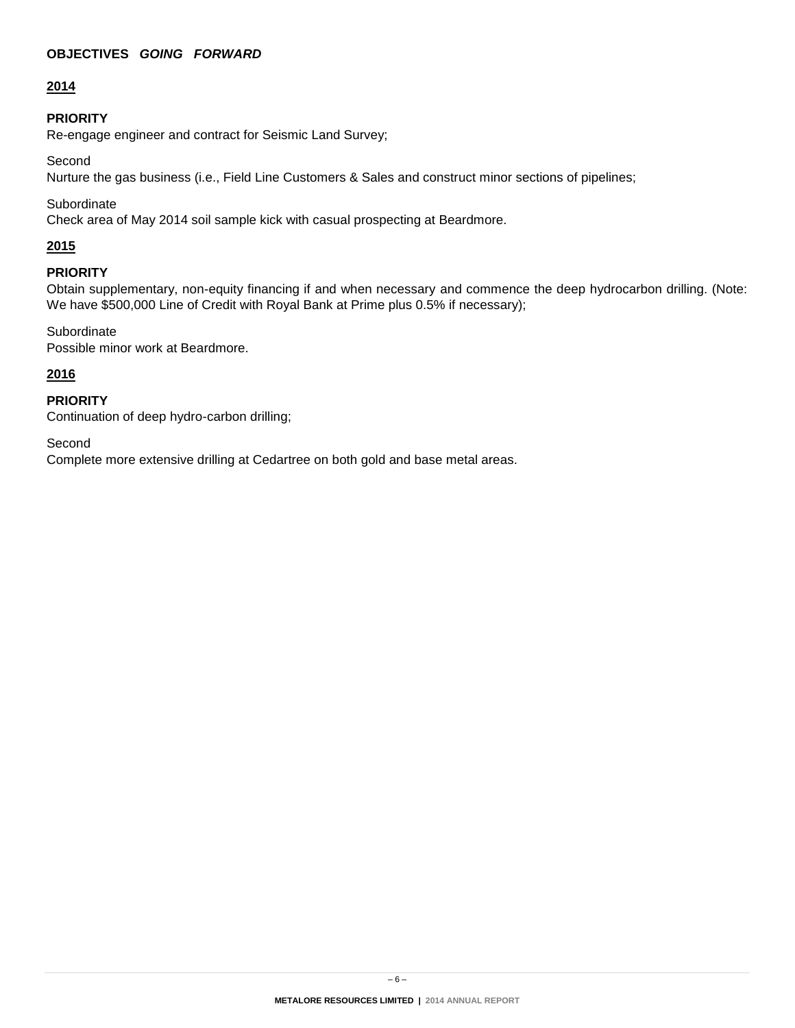## OBJECTIVES *GOING FORWARD*

### 2014

**PRIORITY**
Re-engage engineer and contract for Seismic Land Survey;

Second
Nurture the gas business (i.e., Field Line Customers & Sales and construct minor sections of pipelines;

Subordinate
Check area of May 2014 soil sample kick with casual prospecting at Beardmore.

### 2015

**PRIORITY**
Obtain supplementary, non-equity financing if and when necessary and commence the deep hydrocarbon drilling. (Note: We have $500,000 Line of Credit with Royal Bank at Prime plus 0.5% if necessary);

Subordinate
Possible minor work at Beardmore.

### 2016

**PRIORITY**
Continuation of deep hydro-carbon drilling;

Second
Complete more extensive drilling at Cedartree on both gold and base metal areas.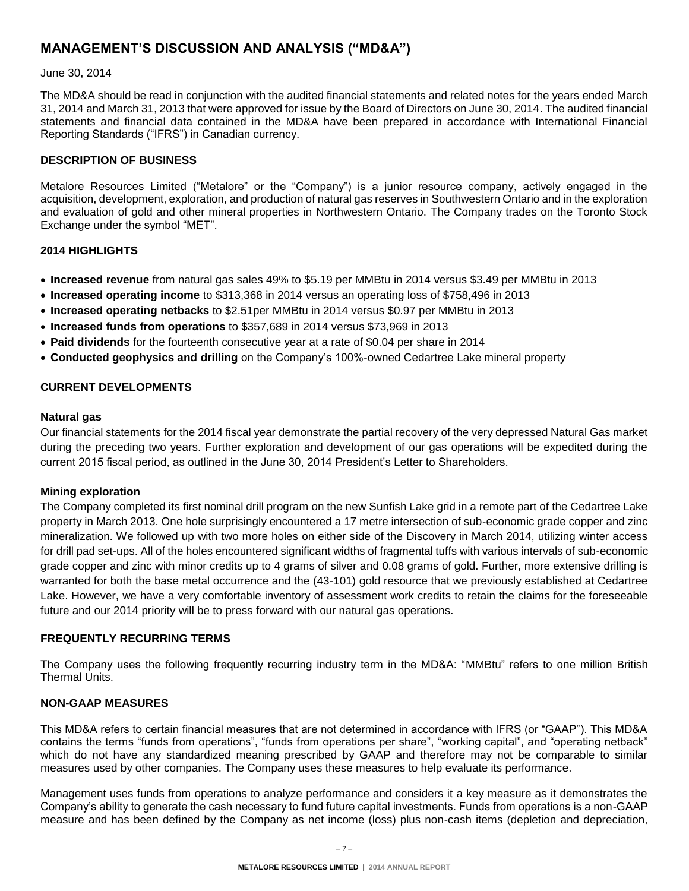# MANAGEMENT'S DISCUSSION AND ANALYSIS ("MD&A")

June 30, 2014

The MD&A should be read in conjunction with the audited financial statements and related notes for the years ended March 31, 2014 and March 31, 2013 that were approved for issue by the Board of Directors on June 30, 2014. The audited financial statements and financial data contained in the MD&A have been prepared in accordance with International Financial Reporting Standards ("IFRS") in Canadian currency.

## DESCRIPTION OF BUSINESS

Metalore Resources Limited ("Metalore" or the "Company") is a junior resource company, actively engaged in the acquisition, development, exploration, and production of natural gas reserves in Southwestern Ontario and in the exploration and evaluation of gold and other mineral properties in Northwestern Ontario. The Company trades on the Toronto Stock Exchange under the symbol "MET".

## 2014 HIGHLIGHTS

- **Increased revenue** from natural gas sales 49% to $5.19 per MMBtu in 2014 versus $3.49 per MMBtu in 2013
- **Increased operating income** to $313,368 in 2014 versus an operating loss of $758,496 in 2013
- **Increased operating netbacks** to $2.51per MMBtu in 2014 versus $0.97 per MMBtu in 2013
- **Increased funds from operations** to $357,689 in 2014 versus $73,969 in 2013
- **Paid dividends** for the fourteenth consecutive year at a rate of $0.04 per share in 2014
- **Conducted geophysics and drilling** on the Company's 100%-owned Cedartree Lake mineral property

## CURRENT DEVELOPMENTS

### Natural gas

Our financial statements for the 2014 fiscal year demonstrate the partial recovery of the very depressed Natural Gas market during the preceding two years. Further exploration and development of our gas operations will be expedited during the current 2015 fiscal period, as outlined in the June 30, 2014 President's Letter to Shareholders.

### Mining exploration

The Company completed its first nominal drill program on the new Sunfish Lake grid in a remote part of the Cedartree Lake property in March 2013. One hole surprisingly encountered a 17 metre intersection of sub-economic grade copper and zinc mineralization. We followed up with two more holes on either side of the Discovery in March 2014, utilizing winter access for drill pad set-ups. All of the holes encountered significant widths of fragmental tuffs with various intervals of sub-economic grade copper and zinc with minor credits up to 4 grams of silver and 0.08 grams of gold. Further, more extensive drilling is warranted for both the base metal occurrence and the (43-101) gold resource that we previously established at Cedartree Lake. However, we have a very comfortable inventory of assessment work credits to retain the claims for the foreseeable future and our 2014 priority will be to press forward with our natural gas operations.

## FREQUENTLY RECURRING TERMS

The Company uses the following frequently recurring industry term in the MD&A: "MMBtu" refers to one million British Thermal Units.

## NON-GAAP MEASURES

This MD&A refers to certain financial measures that are not determined in accordance with IFRS (or "GAAP"). This MD&A contains the terms "funds from operations", "funds from operations per share", "working capital", and "operating netback" which do not have any standardized meaning prescribed by GAAP and therefore may not be comparable to similar measures used by other companies. The Company uses these measures to help evaluate its performance.

Management uses funds from operations to analyze performance and considers it a key measure as it demonstrates the Company's ability to generate the cash necessary to fund future capital investments. Funds from operations is a non-GAAP measure and has been defined by the Company as net income (loss) plus non-cash items (depletion and depreciation,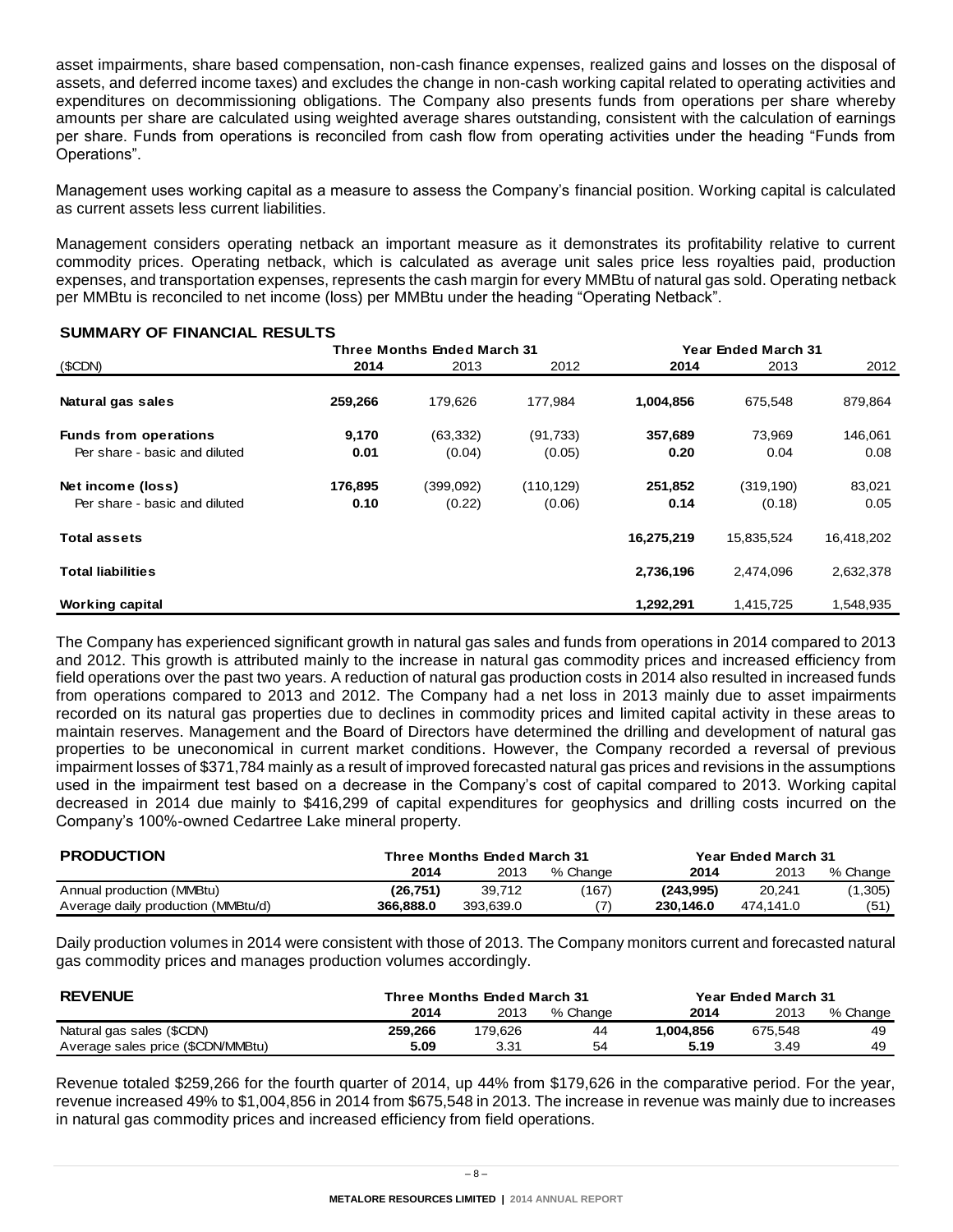asset impairments, share based compensation, non-cash finance expenses, realized gains and losses on the disposal of assets, and deferred income taxes) and excludes the change in non-cash working capital related to operating activities and expenditures on decommissioning obligations. The Company also presents funds from operations per share whereby amounts per share are calculated using weighted average shares outstanding, consistent with the calculation of earnings per share. Funds from operations is reconciled from cash flow from operating activities under the heading "Funds from Operations".

Management uses working capital as a measure to assess the Company's financial position. Working capital is calculated as current assets less current liabilities.

Management considers operating netback an important measure as it demonstrates its profitability relative to current commodity prices. Operating netback, which is calculated as average unit sales price less royalties paid, production expenses, and transportation expenses, represents the cash margin for every MMBtu of natural gas sold. Operating netback per MMBtu is reconciled to net income (loss) per MMBtu under the heading "Operating Netback".

## SUMMARY OF FINANCIAL RESULTS

| | Three Months Ended March 31 | | | Year Ended March 31 | | |
|---|---|---|---|---|---|---|
| ($CDN) | **2014** | 2013 | 2012 | **2014** | 2013 | 2012 |
| **Natural gas sales** | **259,266** | 179,626 | 177,984 | **1,004,856** | 675,548 | 879,864 |
| **Funds from operations** | **9,170** | (63,332) | (91,733) | **357,689** | 73,969 | 146,061 |
| Per share - basic and diluted | **0.01** | (0.04) | (0.05) | **0.20** | 0.04 | 0.08 |
| **Net income (loss)** | **176,895** | (399,092) | (110,129) | **251,852** | (319,190) | 83,021 |
| Per share - basic and diluted | **0.10** | (0.22) | (0.06) | **0.14** | (0.18) | 0.05 |
| **Total assets** | | | | **16,275,219** | 15,835,524 | 16,418,202 |
| **Total liabilities** | | | | **2,736,196** | 2,474,096 | 2,632,378 |
| **Working capital** | | | | **1,292,291** | 1,415,725 | 1,548,935 |

The Company has experienced significant growth in natural gas sales and funds from operations in 2014 compared to 2013 and 2012. This growth is attributed mainly to the increase in natural gas commodity prices and increased efficiency from field operations over the past two years. A reduction of natural gas production costs in 2014 also resulted in increased funds from operations compared to 2013 and 2012. The Company had a net loss in 2013 mainly due to asset impairments recorded on its natural gas properties due to declines in commodity prices and limited capital activity in these areas to maintain reserves. Management and the Board of Directors have determined the drilling and development of natural gas properties to be uneconomical in current market conditions. However, the Company recorded a reversal of previous impairment losses of $371,784 mainly as a result of improved forecasted natural gas prices and revisions in the assumptions used in the impairment test based on a decrease in the Company's cost of capital compared to 2013. Working capital decreased in 2014 due mainly to $416,299 of capital expenditures for geophysics and drilling costs incurred on the Company's 100%-owned Cedartree Lake mineral property.

| **PRODUCTION** | Three Months Ended March 31 | | | Year Ended March 31 | | |
|---|---|---|---|---|---|---|
| | **2014** | 2013 | % Change | **2014** | 2013 | % Change |
| Annual production (MMBtu) | **(26,751)** | 39,712 | (167) | **(243,995)** | 20,241 | (1,305) |
| Average daily production (MMBtu/d) | **366,888.0** | 393,639.0 | (7) | **230,146.0** | 474,141.0 | (51) |

Daily production volumes in 2014 were consistent with those of 2013. The Company monitors current and forecasted natural gas commodity prices and manages production volumes accordingly.

| **REVENUE** | Three Months Ended March 31 | | | Year Ended March 31 | | |
|---|---|---|---|---|---|---|
| | **2014** | 2013 | % Change | **2014** | 2013 | % Change |
| Natural gas sales ($CDN) | **259,266** | 179,626 | 44 | **1,004,856** | 675,548 | 49 |
| Average sales price ($CDN/MMBtu) | **5.09** | 3.31 | 54 | **5.19** | 3.49 | 49 |

Revenue totaled $259,266 for the fourth quarter of 2014, up 44% from $179,626 in the comparative period. For the year, revenue increased 49% to $1,004,856 in 2014 from $675,548 in 2013. The increase in revenue was mainly due to increases in natural gas commodity prices and increased efficiency from field operations.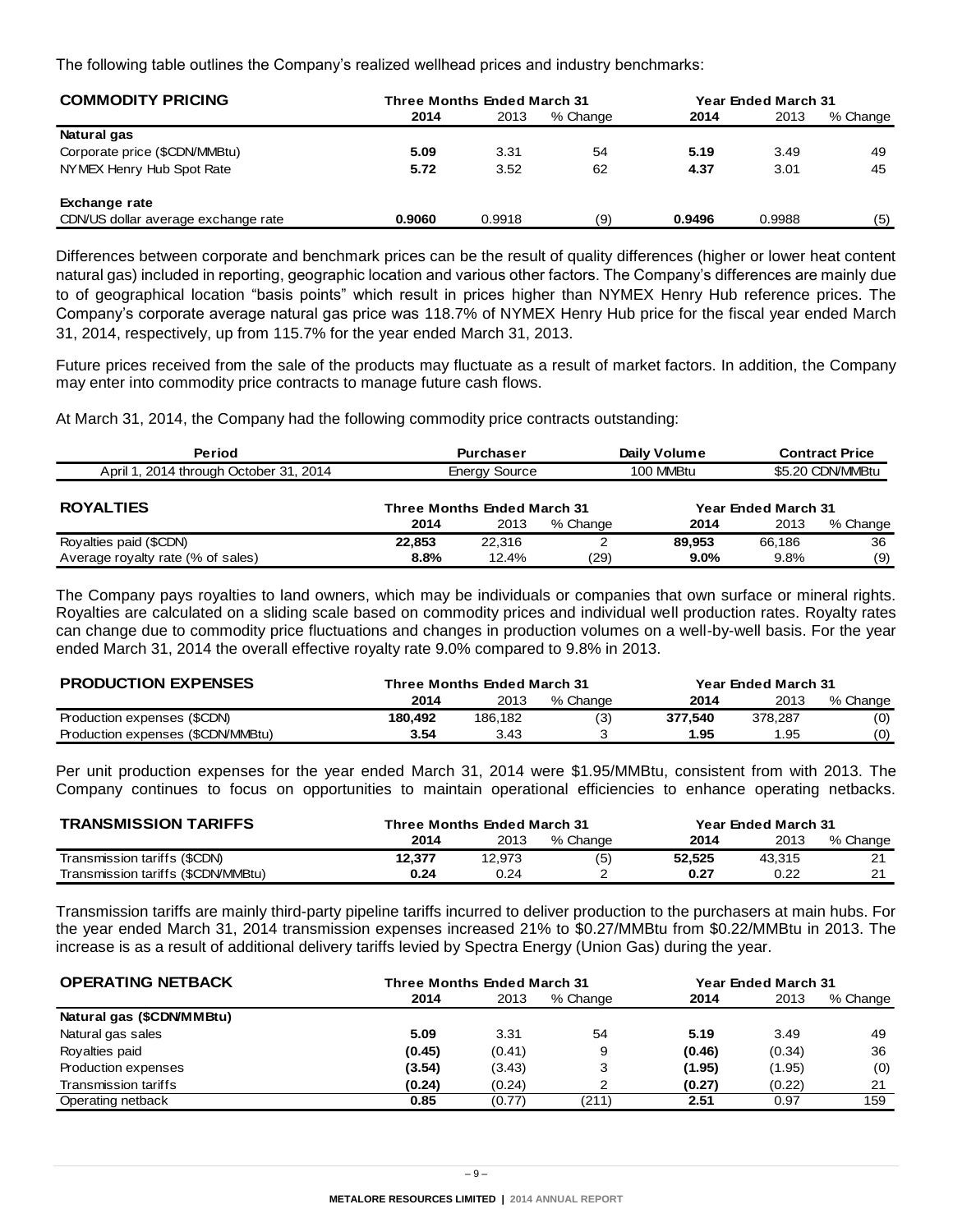The following table outlines the Company's realized wellhead prices and industry benchmarks:

| COMMODITY PRICING | Three Months Ended March 31 | | | Year Ended March 31 | | |
|---|---|---|---|---|---|---|
| | **2014** | 2013 | % Change | **2014** | 2013 | % Change |
| **Natural gas** | | | | | | |
| Corporate price ($CDN/MMBtu) | **5.09** | 3.31 | 54 | **5.19** | 3.49 | 49 |
| NYMEX Henry Hub Spot Rate | **5.72** | 3.52 | 62 | **4.37** | 3.01 | 45 |
| **Exchange rate** | | | | | | |
| CDN/US dollar average exchange rate | **0.9060** | 0.9918 | (9) | **0.9496** | 0.9988 | (5) |

Differences between corporate and benchmark prices can be the result of quality differences (higher or lower heat content natural gas) included in reporting, geographic location and various other factors. The Company's differences are mainly due to of geographical location "basis points" which result in prices higher than NYMEX Henry Hub reference prices. The Company's corporate average natural gas price was 118.7% of NYMEX Henry Hub price for the fiscal year ended March 31, 2014, respectively, up from 115.7% for the year ended March 31, 2013.

Future prices received from the sale of the products may fluctuate as a result of market factors. In addition, the Company may enter into commodity price contracts to manage future cash flows.

At March 31, 2014, the Company had the following commodity price contracts outstanding:

| Period | Purchaser | Daily Volume | Contract Price |
|---|---|---|---|
| April 1, 2014 through October 31, 2014 | Energy Source | 100 MMBtu | $5.20 CDN/MMBtu |

| ROYALTIES | Three Months Ended March 31 | | | Year Ended March 31 | | |
|---|---|---|---|---|---|---|
| | **2014** | 2013 | % Change | **2014** | 2013 | % Change |
| Royalties paid ($CDN) | **22,853** | 22,316 | 2 | **89,953** | 66,186 | 36 |
| Average royalty rate (% of sales) | **8.8%** | 12.4% | (29) | **9.0%** | 9.8% | (9) |

The Company pays royalties to land owners, which may be individuals or companies that own surface or mineral rights. Royalties are calculated on a sliding scale based on commodity prices and individual well production rates. Royalty rates can change due to commodity price fluctuations and changes in production volumes on a well-by-well basis. For the year ended March 31, 2014 the overall effective royalty rate 9.0% compared to 9.8% in 2013.

| PRODUCTION EXPENSES | Three Months Ended March 31 | | | Year Ended March 31 | | |
|---|---|---|---|---|---|---|
| | **2014** | 2013 | % Change | **2014** | 2013 | % Change |
| Production expenses ($CDN) | **180,492** | 186,182 | (3) | **377,540** | 378,287 | (0) |
| Production expenses ($CDN/MMBtu) | **3.54** | 3.43 | 3 | **1.95** | 1.95 | (0) |

Per unit production expenses for the year ended March 31, 2014 were $1.95/MMBtu, consistent from with 2013. The Company continues to focus on opportunities to maintain operational efficiencies to enhance operating netbacks.

| TRANSMISSION TARIFFS | Three Months Ended March 31 | | | Year Ended March 31 | | |
|---|---|---|---|---|---|---|
| | **2014** | 2013 | % Change | **2014** | 2013 | % Change |
| Transmission tariffs ($CDN) | **12,377** | 12,973 | (5) | **52,525** | 43,315 | 21 |
| Transmission tariffs ($CDN/MMBtu) | **0.24** | 0.24 | 2 | **0.27** | 0.22 | 21 |

Transmission tariffs are mainly third-party pipeline tariffs incurred to deliver production to the purchasers at main hubs. For the year ended March 31, 2014 transmission expenses increased 21% to $0.27/MMBtu from $0.22/MMBtu in 2013. The increase is as a result of additional delivery tariffs levied by Spectra Energy (Union Gas) during the year.

| OPERATING NETBACK | Three Months Ended March 31 | | | Year Ended March 31 | | |
|---|---|---|---|---|---|---|
| | **2014** | 2013 | % Change | **2014** | 2013 | % Change |
| **Natural gas ($CDN/MMBtu)** | | | | | | |
| Natural gas sales | **5.09** | 3.31 | 54 | **5.19** | 3.49 | 49 |
| Royalties paid | **(0.45)** | (0.41) | 9 | **(0.46)** | (0.34) | 36 |
| Production expenses | **(3.54)** | (3.43) | 3 | **(1.95)** | (1.95) | (0) |
| Transmission tariffs | **(0.24)** | (0.24) | 2 | **(0.27)** | (0.22) | 21 |
| Operating netback | **0.85** | (0.77) | (211) | **2.51** | 0.97 | 159 |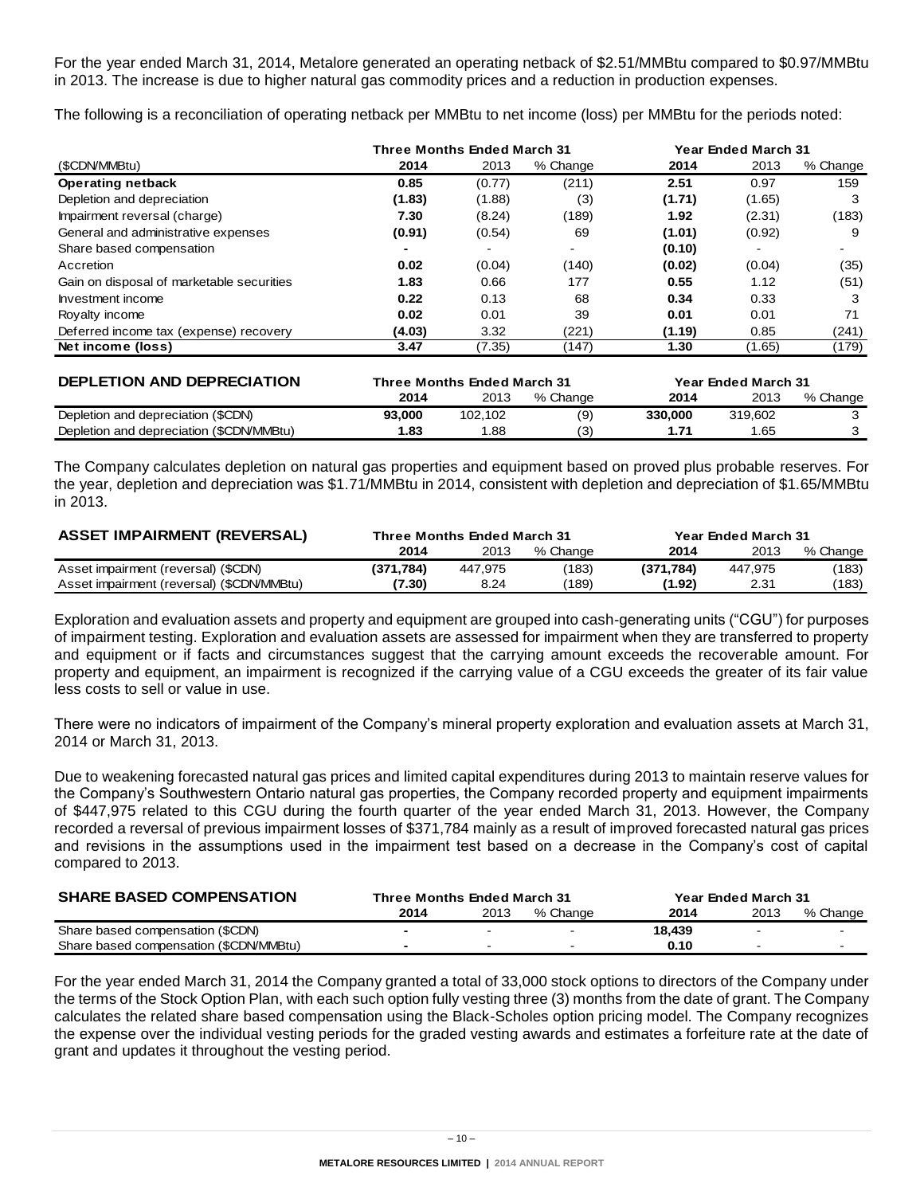For the year ended March 31, 2014, Metalore generated an operating netback of $2.51/MMBtu compared to $0.97/MMBtu in 2013. The increase is due to higher natural gas commodity prices and a reduction in production expenses.

The following is a reconciliation of operating netback per MMBtu to net income (loss) per MMBtu for the periods noted:

| | Three Months Ended March 31 | | | Year Ended March 31 | | |
|---|---|---|---|---|---|---|
| ($CDN/MMBtu) | **2014** | 2013 | % Change | **2014** | 2013 | % Change |
| **Operating netback** | **0.85** | (0.77) | (211) | **2.51** | 0.97 | 159 |
| Depletion and depreciation | **(1.83)** | (1.88) | (3) | **(1.71)** | (1.65) | 3 |
| Impairment reversal (charge) | **7.30** | (8.24) | (189) | **1.92** | (2.31) | (183) |
| General and administrative expenses | **(0.91)** | (0.54) | 69 | **(1.01)** | (0.92) | 9 |
| Share based compensation | **-** | - | - | **(0.10)** | - | - |
| Accretion | **0.02** | (0.04) | (140) | **(0.02)** | (0.04) | (35) |
| Gain on disposal of marketable securities | **1.83** | 0.66 | 177 | **0.55** | 1.12 | (51) |
| Investment income | **0.22** | 0.13 | 68 | **0.34** | 0.33 | 3 |
| Royalty income | **0.02** | 0.01 | 39 | **0.01** | 0.01 | 71 |
| Deferred income tax (expense) recovery | **(4.03)** | 3.32 | (221) | **(1.19)** | 0.85 | (241) |
| **Net income (loss)** | **3.47** | (7.35) | (147) | **1.30** | (1.65) | (179) |

| **DEPLETION AND DEPRECIATION** | Three Months Ended March 31 | | | Year Ended March 31 | | |
|---|---|---|---|---|---|---|
| | **2014** | 2013 | % Change | **2014** | 2013 | % Change |
| Depletion and depreciation ($CDN) | **93,000** | 102,102 | (9) | **330,000** | 319,602 | 3 |
| Depletion and depreciation ($CDN/MMBtu) | **1.83** | 1.88 | (3) | **1.71** | 1.65 | 3 |

The Company calculates depletion on natural gas properties and equipment based on proved plus probable reserves. For the year, depletion and depreciation was $1.71/MMBtu in 2014, consistent with depletion and depreciation of $1.65/MMBtu in 2013.

| **ASSET IMPAIRMENT (REVERSAL)** | Three Months Ended March 31 | | | Year Ended March 31 | | |
|---|---|---|---|---|---|---|
| | **2014** | 2013 | % Change | **2014** | 2013 | % Change |
| Asset impairment (reversal) ($CDN) | **(371,784)** | 447,975 | (183) | **(371,784)** | 447,975 | (183) |
| Asset impairment (reversal) ($CDN/MMBtu) | **(7.30)** | 8.24 | (189) | **(1.92)** | 2.31 | (183) |

Exploration and evaluation assets and property and equipment are grouped into cash-generating units ("CGU") for purposes of impairment testing. Exploration and evaluation assets are assessed for impairment when they are transferred to property and equipment or if facts and circumstances suggest that the carrying amount exceeds the recoverable amount. For property and equipment, an impairment is recognized if the carrying value of a CGU exceeds the greater of its fair value less costs to sell or value in use.

There were no indicators of impairment of the Company's mineral property exploration and evaluation assets at March 31, 2014 or March 31, 2013.

Due to weakening forecasted natural gas prices and limited capital expenditures during 2013 to maintain reserve values for the Company's Southwestern Ontario natural gas properties, the Company recorded property and equipment impairments of $447,975 related to this CGU during the fourth quarter of the year ended March 31, 2013. However, the Company recorded a reversal of previous impairment losses of $371,784 mainly as a result of improved forecasted natural gas prices and revisions in the assumptions used in the impairment test based on a decrease in the Company's cost of capital compared to 2013.

| **SHARE BASED COMPENSATION** | Three Months Ended March 31 | | | Year Ended March 31 | | |
|---|---|---|---|---|---|---|
| | **2014** | 2013 | % Change | **2014** | 2013 | % Change |
| Share based compensation ($CDN) | **-** | - | - | **18,439** | - | - |
| Share based compensation ($CDN/MMBtu) | **-** | - | - | **0.10** | - | - |

For the year ended March 31, 2014 the Company granted a total of 33,000 stock options to directors of the Company under the terms of the Stock Option Plan, with each such option fully vesting three (3) months from the date of grant. The Company calculates the related share based compensation using the Black-Scholes option pricing model. The Company recognizes the expense over the individual vesting periods for the graded vesting awards and estimates a forfeiture rate at the date of grant and updates it throughout the vesting period.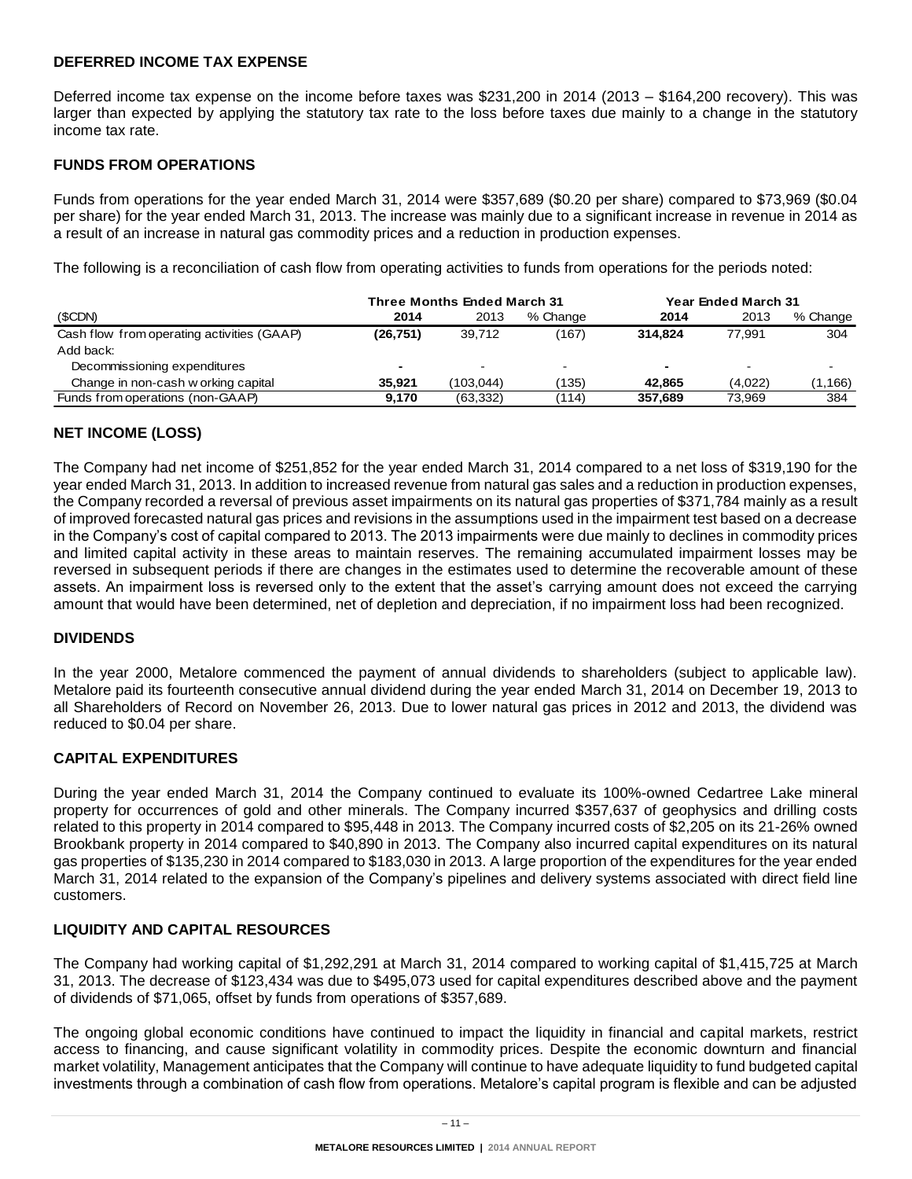## DEFERRED INCOME TAX EXPENSE

Deferred income tax expense on the income before taxes was $231,200 in 2014 (2013 – $164,200 recovery). This was larger than expected by applying the statutory tax rate to the loss before taxes due mainly to a change in the statutory income tax rate.

## FUNDS FROM OPERATIONS

Funds from operations for the year ended March 31, 2014 were $357,689 ($0.20 per share) compared to $73,969 ($0.04 per share) for the year ended March 31, 2013. The increase was mainly due to a significant increase in revenue in 2014 as a result of an increase in natural gas commodity prices and a reduction in production expenses.

The following is a reconciliation of cash flow from operating activities to funds from operations for the periods noted:

| | Three Months Ended March 31 | | | Year Ended March 31 | | |
|---|---|---|---|---|---|---|
| ($CDN) | **2014** | 2013 | % Change | **2014** | 2013 | % Change |
| Cash flow from operating activities (GAAP) | **(26,751)** | 39,712 | (167) | **314,824** | 77,991 | 304 |
| Add back: | | | | | | |
| Decommissioning expenditures | **-** | - | - | **-** | - | - |
| Change in non-cash working capital | **35,921** | (103,044) | (135) | **42,865** | (4,022) | (1,166) |
| Funds from operations (non-GAAP) | **9,170** | (63,332) | (114) | **357,689** | 73,969 | 384 |

## NET INCOME (LOSS)

The Company had net income of $251,852 for the year ended March 31, 2014 compared to a net loss of $319,190 for the year ended March 31, 2013. In addition to increased revenue from natural gas sales and a reduction in production expenses, the Company recorded a reversal of previous asset impairments on its natural gas properties of $371,784 mainly as a result of improved forecasted natural gas prices and revisions in the assumptions used in the impairment test based on a decrease in the Company's cost of capital compared to 2013. The 2013 impairments were due mainly to declines in commodity prices and limited capital activity in these areas to maintain reserves. The remaining accumulated impairment losses may be reversed in subsequent periods if there are changes in the estimates used to determine the recoverable amount of these assets. An impairment loss is reversed only to the extent that the asset's carrying amount does not exceed the carrying amount that would have been determined, net of depletion and depreciation, if no impairment loss had been recognized.

## DIVIDENDS

In the year 2000, Metalore commenced the payment of annual dividends to shareholders (subject to applicable law). Metalore paid its fourteenth consecutive annual dividend during the year ended March 31, 2014 on December 19, 2013 to all Shareholders of Record on November 26, 2013. Due to lower natural gas prices in 2012 and 2013, the dividend was reduced to $0.04 per share.

## CAPITAL EXPENDITURES

During the year ended March 31, 2014 the Company continued to evaluate its 100%-owned Cedartree Lake mineral property for occurrences of gold and other minerals. The Company incurred $357,637 of geophysics and drilling costs related to this property in 2014 compared to $95,448 in 2013. The Company incurred costs of $2,205 on its 21-26% owned Brookbank property in 2014 compared to $40,890 in 2013. The Company also incurred capital expenditures on its natural gas properties of $135,230 in 2014 compared to $183,030 in 2013. A large proportion of the expenditures for the year ended March 31, 2014 related to the expansion of the Company's pipelines and delivery systems associated with direct field line customers.

## LIQUIDITY AND CAPITAL RESOURCES

The Company had working capital of $1,292,291 at March 31, 2014 compared to working capital of $1,415,725 at March 31, 2013. The decrease of $123,434 was due to $495,073 used for capital expenditures described above and the payment of dividends of $71,065, offset by funds from operations of $357,689.

The ongoing global economic conditions have continued to impact the liquidity in financial and capital markets, restrict access to financing, and cause significant volatility in commodity prices. Despite the economic downturn and financial market volatility, Management anticipates that the Company will continue to have adequate liquidity to fund budgeted capital investments through a combination of cash flow from operations. Metalore's capital program is flexible and can be adjusted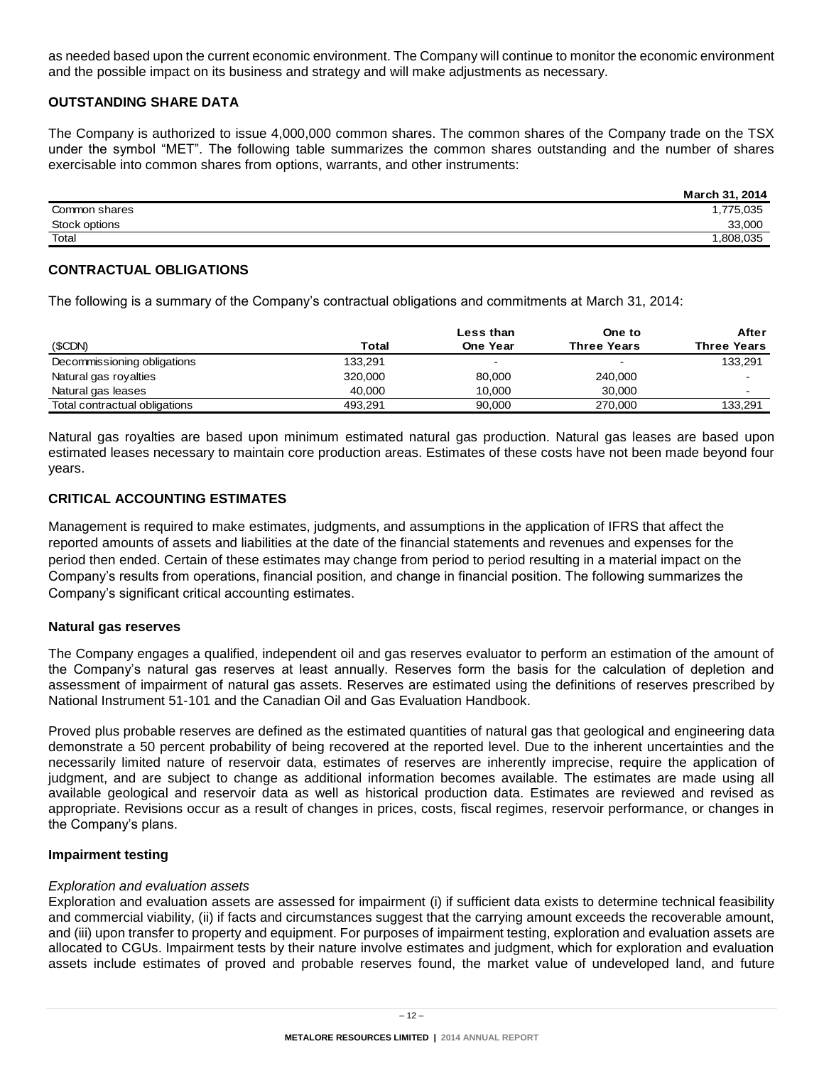as needed based upon the current economic environment. The Company will continue to monitor the economic environment and the possible impact on its business and strategy and will make adjustments as necessary.

## OUTSTANDING SHARE DATA

The Company is authorized to issue 4,000,000 common shares. The common shares of the Company trade on the TSX under the symbol "MET". The following table summarizes the common shares outstanding and the number of shares exercisable into common shares from options, warrants, and other instruments:

| | March 31, 2014 |
|---|---:|
| Common shares | 1,775,035 |
| Stock options | 33,000 |
| Total | 1,808,035 |

## CONTRACTUAL OBLIGATIONS

The following is a summary of the Company's contractual obligations and commitments at March 31, 2014:

| ($CDN) | Total | Less than One Year | One to Three Years | After Three Years |
|---|---:|---:|---:|---:|
| Decommissioning obligations | 133,291 | - | - | 133,291 |
| Natural gas royalties | 320,000 | 80,000 | 240,000 | - |
| Natural gas leases | 40,000 | 10,000 | 30,000 | - |
| Total contractual obligations | 493,291 | 90,000 | 270,000 | 133,291 |

Natural gas royalties are based upon minimum estimated natural gas production. Natural gas leases are based upon estimated leases necessary to maintain core production areas. Estimates of these costs have not been made beyond four years.

## CRITICAL ACCOUNTING ESTIMATES

Management is required to make estimates, judgments, and assumptions in the application of IFRS that affect the reported amounts of assets and liabilities at the date of the financial statements and revenues and expenses for the period then ended. Certain of these estimates may change from period to period resulting in a material impact on the Company's results from operations, financial position, and change in financial position. The following summarizes the Company's significant critical accounting estimates.

### Natural gas reserves

The Company engages a qualified, independent oil and gas reserves evaluator to perform an estimation of the amount of the Company's natural gas reserves at least annually. Reserves form the basis for the calculation of depletion and assessment of impairment of natural gas assets. Reserves are estimated using the definitions of reserves prescribed by National Instrument 51-101 and the Canadian Oil and Gas Evaluation Handbook.

Proved plus probable reserves are defined as the estimated quantities of natural gas that geological and engineering data demonstrate a 50 percent probability of being recovered at the reported level. Due to the inherent uncertainties and the necessarily limited nature of reservoir data, estimates of reserves are inherently imprecise, require the application of judgment, and are subject to change as additional information becomes available. The estimates are made using all available geological and reservoir data as well as historical production data. Estimates are reviewed and revised as appropriate. Revisions occur as a result of changes in prices, costs, fiscal regimes, reservoir performance, or changes in the Company's plans.

### Impairment testing

*Exploration and evaluation assets*

Exploration and evaluation assets are assessed for impairment (i) if sufficient data exists to determine technical feasibility and commercial viability, (ii) if facts and circumstances suggest that the carrying amount exceeds the recoverable amount, and (iii) upon transfer to property and equipment. For purposes of impairment testing, exploration and evaluation assets are allocated to CGUs. Impairment tests by their nature involve estimates and judgment, which for exploration and evaluation assets include estimates of proved and probable reserves found, the market value of undeveloped land, and future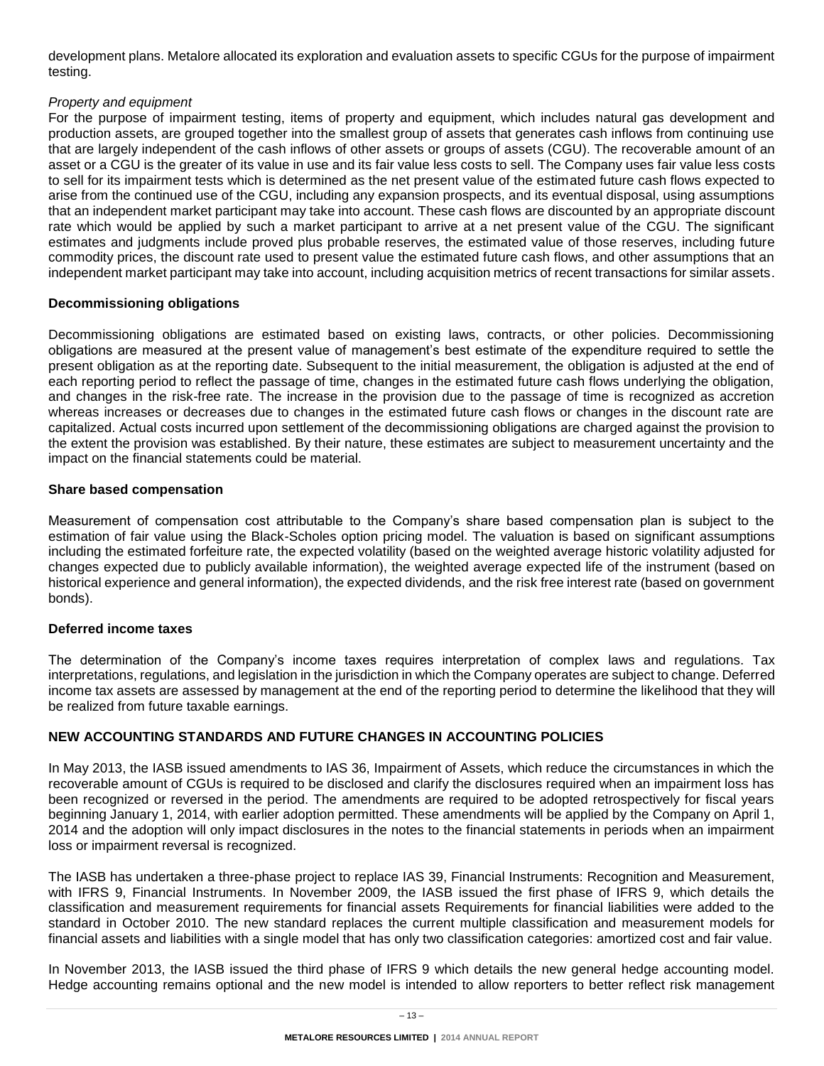development plans. Metalore allocated its exploration and evaluation assets to specific CGUs for the purpose of impairment testing.

*Property and equipment*

For the purpose of impairment testing, items of property and equipment, which includes natural gas development and production assets, are grouped together into the smallest group of assets that generates cash inflows from continuing use that are largely independent of the cash inflows of other assets or groups of assets (CGU). The recoverable amount of an asset or a CGU is the greater of its value in use and its fair value less costs to sell. The Company uses fair value less costs to sell for its impairment tests which is determined as the net present value of the estimated future cash flows expected to arise from the continued use of the CGU, including any expansion prospects, and its eventual disposal, using assumptions that an independent market participant may take into account. These cash flows are discounted by an appropriate discount rate which would be applied by such a market participant to arrive at a net present value of the CGU. The significant estimates and judgments include proved plus probable reserves, the estimated value of those reserves, including future commodity prices, the discount rate used to present value the estimated future cash flows, and other assumptions that an independent market participant may take into account, including acquisition metrics of recent transactions for similar assets.

**Decommissioning obligations**

Decommissioning obligations are estimated based on existing laws, contracts, or other policies. Decommissioning obligations are measured at the present value of management's best estimate of the expenditure required to settle the present obligation as at the reporting date. Subsequent to the initial measurement, the obligation is adjusted at the end of each reporting period to reflect the passage of time, changes in the estimated future cash flows underlying the obligation, and changes in the risk-free rate. The increase in the provision due to the passage of time is recognized as accretion whereas increases or decreases due to changes in the estimated future cash flows or changes in the discount rate are capitalized. Actual costs incurred upon settlement of the decommissioning obligations are charged against the provision to the extent the provision was established. By their nature, these estimates are subject to measurement uncertainty and the impact on the financial statements could be material.

**Share based compensation**

Measurement of compensation cost attributable to the Company's share based compensation plan is subject to the estimation of fair value using the Black-Scholes option pricing model. The valuation is based on significant assumptions including the estimated forfeiture rate, the expected volatility (based on the weighted average historic volatility adjusted for changes expected due to publicly available information), the weighted average expected life of the instrument (based on historical experience and general information), the expected dividends, and the risk free interest rate (based on government bonds).

**Deferred income taxes**

The determination of the Company's income taxes requires interpretation of complex laws and regulations. Tax interpretations, regulations, and legislation in the jurisdiction in which the Company operates are subject to change. Deferred income tax assets are assessed by management at the end of the reporting period to determine the likelihood that they will be realized from future taxable earnings.

## NEW ACCOUNTING STANDARDS AND FUTURE CHANGES IN ACCOUNTING POLICIES

In May 2013, the IASB issued amendments to IAS 36, Impairment of Assets, which reduce the circumstances in which the recoverable amount of CGUs is required to be disclosed and clarify the disclosures required when an impairment loss has been recognized or reversed in the period. The amendments are required to be adopted retrospectively for fiscal years beginning January 1, 2014, with earlier adoption permitted. These amendments will be applied by the Company on April 1, 2014 and the adoption will only impact disclosures in the notes to the financial statements in periods when an impairment loss or impairment reversal is recognized.

The IASB has undertaken a three-phase project to replace IAS 39, Financial Instruments: Recognition and Measurement, with IFRS 9, Financial Instruments. In November 2009, the IASB issued the first phase of IFRS 9, which details the classification and measurement requirements for financial assets Requirements for financial liabilities were added to the standard in October 2010. The new standard replaces the current multiple classification and measurement models for financial assets and liabilities with a single model that has only two classification categories: amortized cost and fair value.

In November 2013, the IASB issued the third phase of IFRS 9 which details the new general hedge accounting model. Hedge accounting remains optional and the new model is intended to allow reporters to better reflect risk management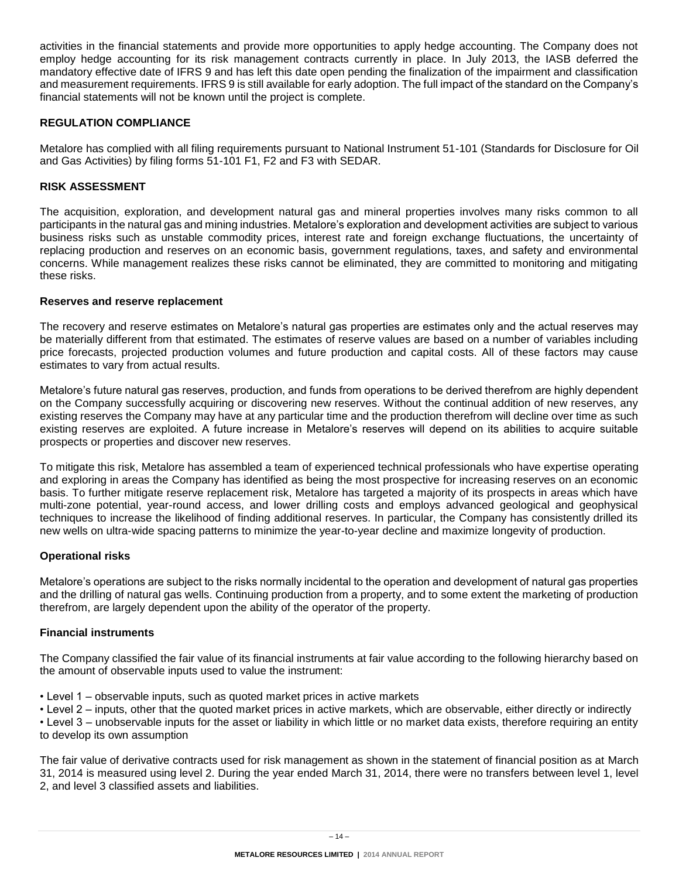activities in the financial statements and provide more opportunities to apply hedge accounting. The Company does not employ hedge accounting for its risk management contracts currently in place. In July 2013, the IASB deferred the mandatory effective date of IFRS 9 and has left this date open pending the finalization of the impairment and classification and measurement requirements. IFRS 9 is still available for early adoption. The full impact of the standard on the Company's financial statements will not be known until the project is complete.

## REGULATION COMPLIANCE

Metalore has complied with all filing requirements pursuant to National Instrument 51-101 (Standards for Disclosure for Oil and Gas Activities) by filing forms 51-101 F1, F2 and F3 with SEDAR.

## RISK ASSESSMENT

The acquisition, exploration, and development natural gas and mineral properties involves many risks common to all participants in the natural gas and mining industries. Metalore's exploration and development activities are subject to various business risks such as unstable commodity prices, interest rate and foreign exchange fluctuations, the uncertainty of replacing production and reserves on an economic basis, government regulations, taxes, and safety and environmental concerns. While management realizes these risks cannot be eliminated, they are committed to monitoring and mitigating these risks.

### Reserves and reserve replacement

The recovery and reserve estimates on Metalore's natural gas properties are estimates only and the actual reserves may be materially different from that estimated. The estimates of reserve values are based on a number of variables including price forecasts, projected production volumes and future production and capital costs. All of these factors may cause estimates to vary from actual results.

Metalore's future natural gas reserves, production, and funds from operations to be derived therefrom are highly dependent on the Company successfully acquiring or discovering new reserves. Without the continual addition of new reserves, any existing reserves the Company may have at any particular time and the production therefrom will decline over time as such existing reserves are exploited. A future increase in Metalore's reserves will depend on its abilities to acquire suitable prospects or properties and discover new reserves.

To mitigate this risk, Metalore has assembled a team of experienced technical professionals who have expertise operating and exploring in areas the Company has identified as being the most prospective for increasing reserves on an economic basis. To further mitigate reserve replacement risk, Metalore has targeted a majority of its prospects in areas which have multi-zone potential, year-round access, and lower drilling costs and employs advanced geological and geophysical techniques to increase the likelihood of finding additional reserves. In particular, the Company has consistently drilled its new wells on ultra-wide spacing patterns to minimize the year-to-year decline and maximize longevity of production.

### Operational risks

Metalore's operations are subject to the risks normally incidental to the operation and development of natural gas properties and the drilling of natural gas wells. Continuing production from a property, and to some extent the marketing of production therefrom, are largely dependent upon the ability of the operator of the property.

### Financial instruments

The Company classified the fair value of its financial instruments at fair value according to the following hierarchy based on the amount of observable inputs used to value the instrument:

- Level 1 – observable inputs, such as quoted market prices in active markets
- Level 2 – inputs, other that the quoted market prices in active markets, which are observable, either directly or indirectly
- Level 3 – unobservable inputs for the asset or liability in which little or no market data exists, therefore requiring an entity to develop its own assumption

The fair value of derivative contracts used for risk management as shown in the statement of financial position as at March 31, 2014 is measured using level 2. During the year ended March 31, 2014, there were no transfers between level 1, level 2, and level 3 classified assets and liabilities.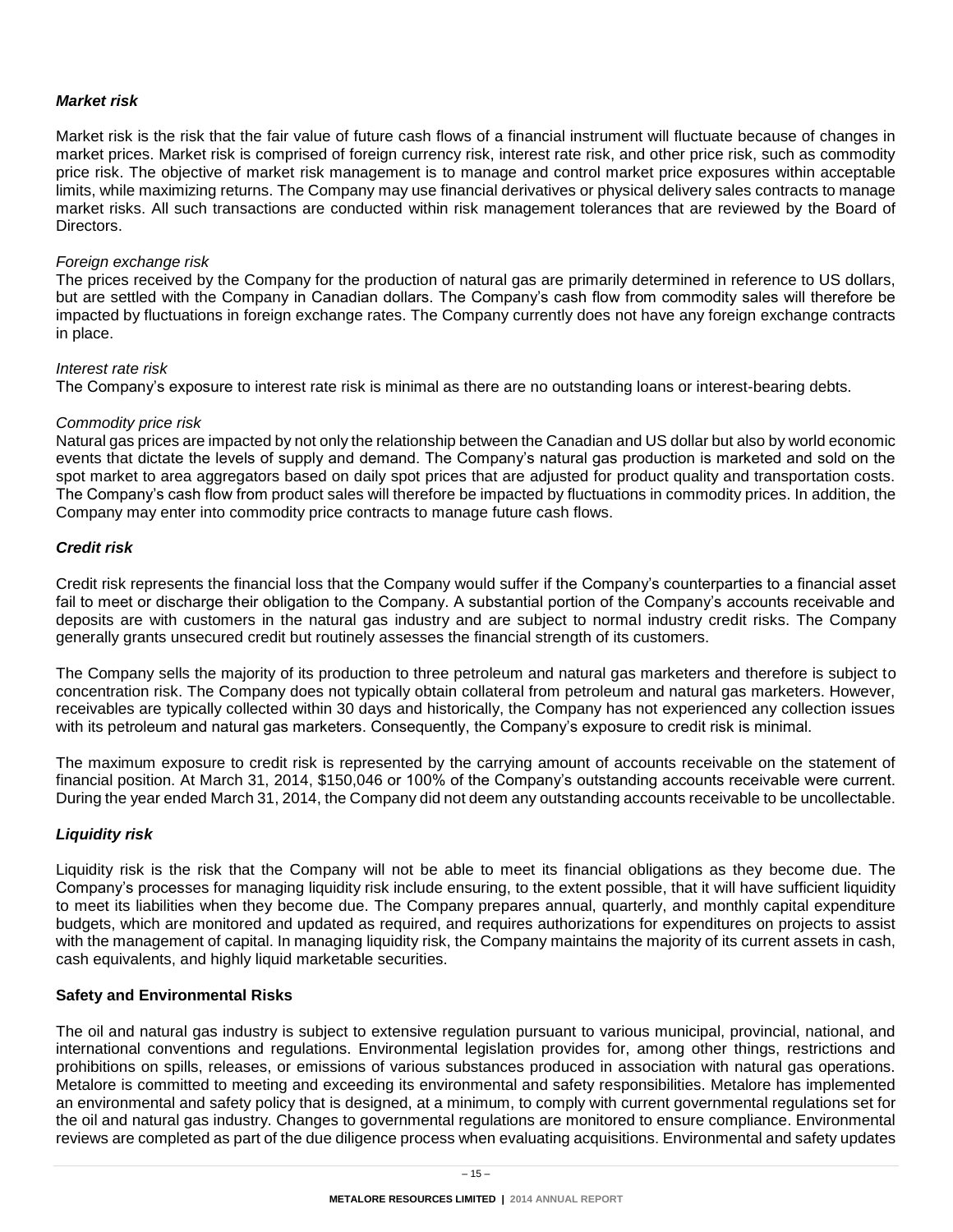### *Market risk*

Market risk is the risk that the fair value of future cash flows of a financial instrument will fluctuate because of changes in market prices. Market risk is comprised of foreign currency risk, interest rate risk, and other price risk, such as commodity price risk. The objective of market risk management is to manage and control market price exposures within acceptable limits, while maximizing returns. The Company may use financial derivatives or physical delivery sales contracts to manage market risks. All such transactions are conducted within risk management tolerances that are reviewed by the Board of Directors.

*Foreign exchange risk*
The prices received by the Company for the production of natural gas are primarily determined in reference to US dollars, but are settled with the Company in Canadian dollars. The Company's cash flow from commodity sales will therefore be impacted by fluctuations in foreign exchange rates. The Company currently does not have any foreign exchange contracts in place.

*Interest rate risk*
The Company's exposure to interest rate risk is minimal as there are no outstanding loans or interest-bearing debts.

*Commodity price risk*
Natural gas prices are impacted by not only the relationship between the Canadian and US dollar but also by world economic events that dictate the levels of supply and demand. The Company's natural gas production is marketed and sold on the spot market to area aggregators based on daily spot prices that are adjusted for product quality and transportation costs. The Company's cash flow from product sales will therefore be impacted by fluctuations in commodity prices. In addition, the Company may enter into commodity price contracts to manage future cash flows.

### *Credit risk*

Credit risk represents the financial loss that the Company would suffer if the Company's counterparties to a financial asset fail to meet or discharge their obligation to the Company. A substantial portion of the Company's accounts receivable and deposits are with customers in the natural gas industry and are subject to normal industry credit risks. The Company generally grants unsecured credit but routinely assesses the financial strength of its customers.

The Company sells the majority of its production to three petroleum and natural gas marketers and therefore is subject to concentration risk. The Company does not typically obtain collateral from petroleum and natural gas marketers. However, receivables are typically collected within 30 days and historically, the Company has not experienced any collection issues with its petroleum and natural gas marketers. Consequently, the Company's exposure to credit risk is minimal.

The maximum exposure to credit risk is represented by the carrying amount of accounts receivable on the statement of financial position. At March 31, 2014, $150,046 or 100% of the Company's outstanding accounts receivable were current. During the year ended March 31, 2014, the Company did not deem any outstanding accounts receivable to be uncollectable.

### *Liquidity risk*

Liquidity risk is the risk that the Company will not be able to meet its financial obligations as they become due. The Company's processes for managing liquidity risk include ensuring, to the extent possible, that it will have sufficient liquidity to meet its liabilities when they become due. The Company prepares annual, quarterly, and monthly capital expenditure budgets, which are monitored and updated as required, and requires authorizations for expenditures on projects to assist with the management of capital. In managing liquidity risk, the Company maintains the majority of its current assets in cash, cash equivalents, and highly liquid marketable securities.

### **Safety and Environmental Risks**

The oil and natural gas industry is subject to extensive regulation pursuant to various municipal, provincial, national, and international conventions and regulations. Environmental legislation provides for, among other things, restrictions and prohibitions on spills, releases, or emissions of various substances produced in association with natural gas operations. Metalore is committed to meeting and exceeding its environmental and safety responsibilities. Metalore has implemented an environmental and safety policy that is designed, at a minimum, to comply with current governmental regulations set for the oil and natural gas industry. Changes to governmental regulations are monitored to ensure compliance. Environmental reviews are completed as part of the due diligence process when evaluating acquisitions. Environmental and safety updates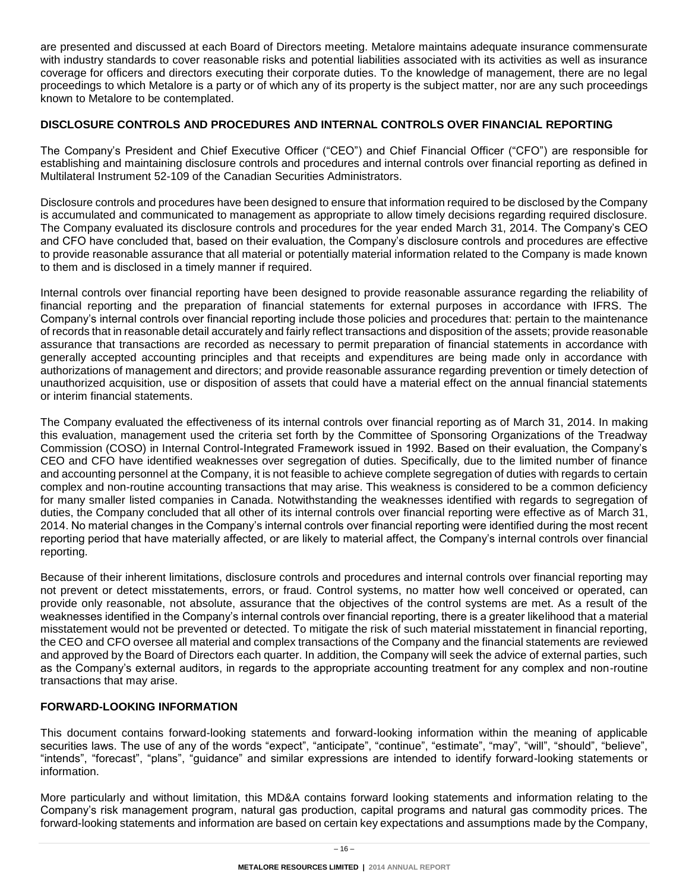are presented and discussed at each Board of Directors meeting. Metalore maintains adequate insurance commensurate with industry standards to cover reasonable risks and potential liabilities associated with its activities as well as insurance coverage for officers and directors executing their corporate duties. To the knowledge of management, there are no legal proceedings to which Metalore is a party or of which any of its property is the subject matter, nor are any such proceedings known to Metalore to be contemplated.

## DISCLOSURE CONTROLS AND PROCEDURES AND INTERNAL CONTROLS OVER FINANCIAL REPORTING

The Company's President and Chief Executive Officer ("CEO") and Chief Financial Officer ("CFO") are responsible for establishing and maintaining disclosure controls and procedures and internal controls over financial reporting as defined in Multilateral Instrument 52-109 of the Canadian Securities Administrators.

Disclosure controls and procedures have been designed to ensure that information required to be disclosed by the Company is accumulated and communicated to management as appropriate to allow timely decisions regarding required disclosure. The Company evaluated its disclosure controls and procedures for the year ended March 31, 2014. The Company's CEO and CFO have concluded that, based on their evaluation, the Company's disclosure controls and procedures are effective to provide reasonable assurance that all material or potentially material information related to the Company is made known to them and is disclosed in a timely manner if required.

Internal controls over financial reporting have been designed to provide reasonable assurance regarding the reliability of financial reporting and the preparation of financial statements for external purposes in accordance with IFRS. The Company's internal controls over financial reporting include those policies and procedures that: pertain to the maintenance of records that in reasonable detail accurately and fairly reflect transactions and disposition of the assets; provide reasonable assurance that transactions are recorded as necessary to permit preparation of financial statements in accordance with generally accepted accounting principles and that receipts and expenditures are being made only in accordance with authorizations of management and directors; and provide reasonable assurance regarding prevention or timely detection of unauthorized acquisition, use or disposition of assets that could have a material effect on the annual financial statements or interim financial statements.

The Company evaluated the effectiveness of its internal controls over financial reporting as of March 31, 2014. In making this evaluation, management used the criteria set forth by the Committee of Sponsoring Organizations of the Treadway Commission (COSO) in Internal Control-Integrated Framework issued in 1992. Based on their evaluation, the Company's CEO and CFO have identified weaknesses over segregation of duties. Specifically, due to the limited number of finance and accounting personnel at the Company, it is not feasible to achieve complete segregation of duties with regards to certain complex and non-routine accounting transactions that may arise. This weakness is considered to be a common deficiency for many smaller listed companies in Canada. Notwithstanding the weaknesses identified with regards to segregation of duties, the Company concluded that all other of its internal controls over financial reporting were effective as of March 31, 2014. No material changes in the Company's internal controls over financial reporting were identified during the most recent reporting period that have materially affected, or are likely to material affect, the Company's internal controls over financial reporting.

Because of their inherent limitations, disclosure controls and procedures and internal controls over financial reporting may not prevent or detect misstatements, errors, or fraud. Control systems, no matter how well conceived or operated, can provide only reasonable, not absolute, assurance that the objectives of the control systems are met. As a result of the weaknesses identified in the Company's internal controls over financial reporting, there is a greater likelihood that a material misstatement would not be prevented or detected. To mitigate the risk of such material misstatement in financial reporting, the CEO and CFO oversee all material and complex transactions of the Company and the financial statements are reviewed and approved by the Board of Directors each quarter. In addition, the Company will seek the advice of external parties, such as the Company's external auditors, in regards to the appropriate accounting treatment for any complex and non-routine transactions that may arise.

## FORWARD-LOOKING INFORMATION

This document contains forward-looking statements and forward-looking information within the meaning of applicable securities laws. The use of any of the words "expect", "anticipate", "continue", "estimate", "may", "will", "should", "believe", "intends", "forecast", "plans", "guidance" and similar expressions are intended to identify forward-looking statements or information.

More particularly and without limitation, this MD&A contains forward looking statements and information relating to the Company's risk management program, natural gas production, capital programs and natural gas commodity prices. The forward-looking statements and information are based on certain key expectations and assumptions made by the Company,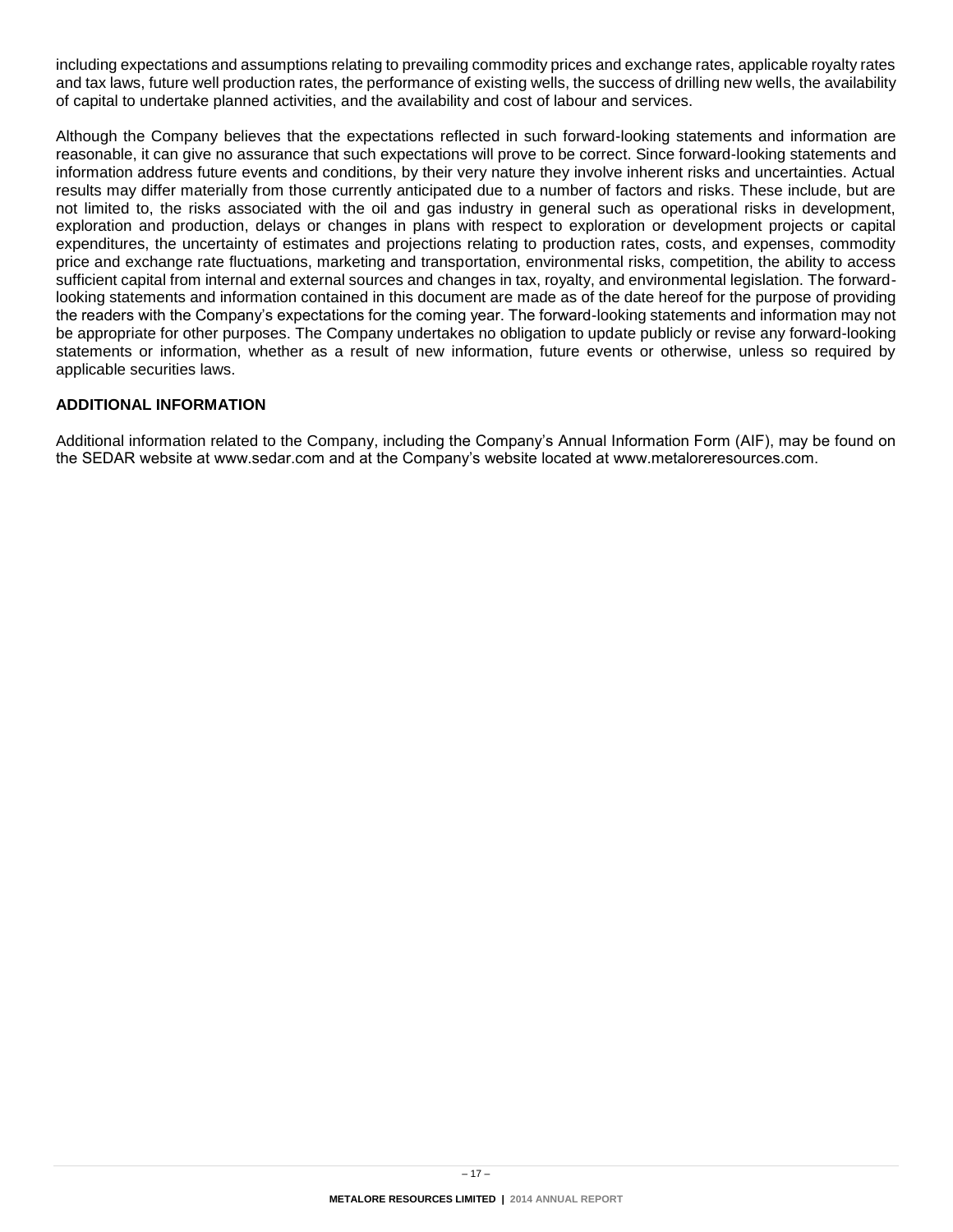including expectations and assumptions relating to prevailing commodity prices and exchange rates, applicable royalty rates and tax laws, future well production rates, the performance of existing wells, the success of drilling new wells, the availability of capital to undertake planned activities, and the availability and cost of labour and services.

Although the Company believes that the expectations reflected in such forward-looking statements and information are reasonable, it can give no assurance that such expectations will prove to be correct. Since forward-looking statements and information address future events and conditions, by their very nature they involve inherent risks and uncertainties. Actual results may differ materially from those currently anticipated due to a number of factors and risks. These include, but are not limited to, the risks associated with the oil and gas industry in general such as operational risks in development, exploration and production, delays or changes in plans with respect to exploration or development projects or capital expenditures, the uncertainty of estimates and projections relating to production rates, costs, and expenses, commodity price and exchange rate fluctuations, marketing and transportation, environmental risks, competition, the ability to access sufficient capital from internal and external sources and changes in tax, royalty, and environmental legislation. The forward-looking statements and information contained in this document are made as of the date hereof for the purpose of providing the readers with the Company's expectations for the coming year. The forward-looking statements and information may not be appropriate for other purposes. The Company undertakes no obligation to update publicly or revise any forward-looking statements or information, whether as a result of new information, future events or otherwise, unless so required by applicable securities laws.

## ADDITIONAL INFORMATION

Additional information related to the Company, including the Company's Annual Information Form (AIF), may be found on the SEDAR website at www.sedar.com and at the Company's website located at www.metaloreresources.com.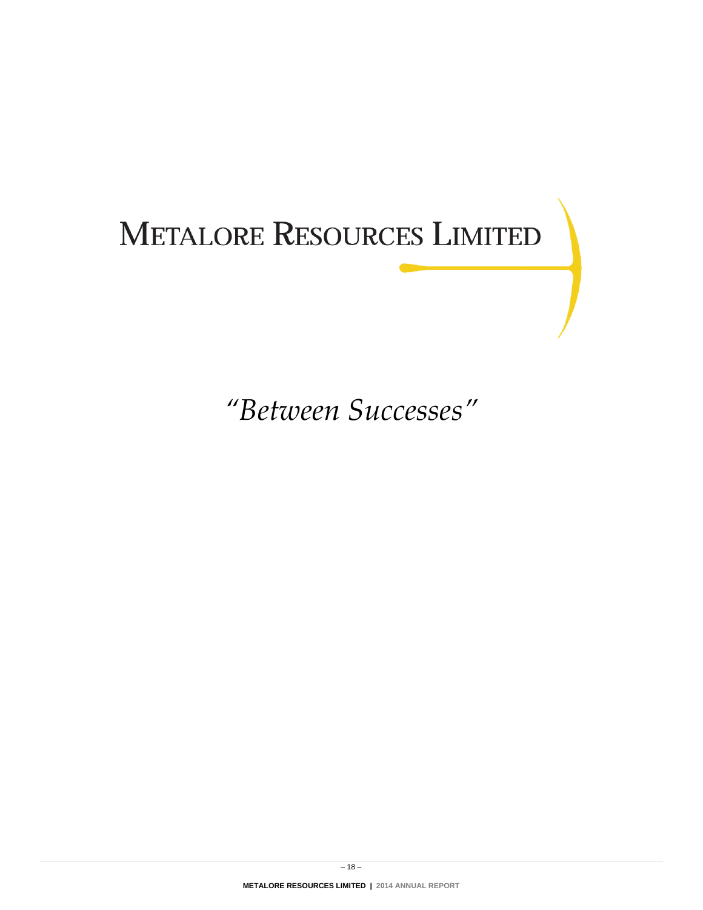# METALORE RESOURCES LIMITED

*"Between Successes"*